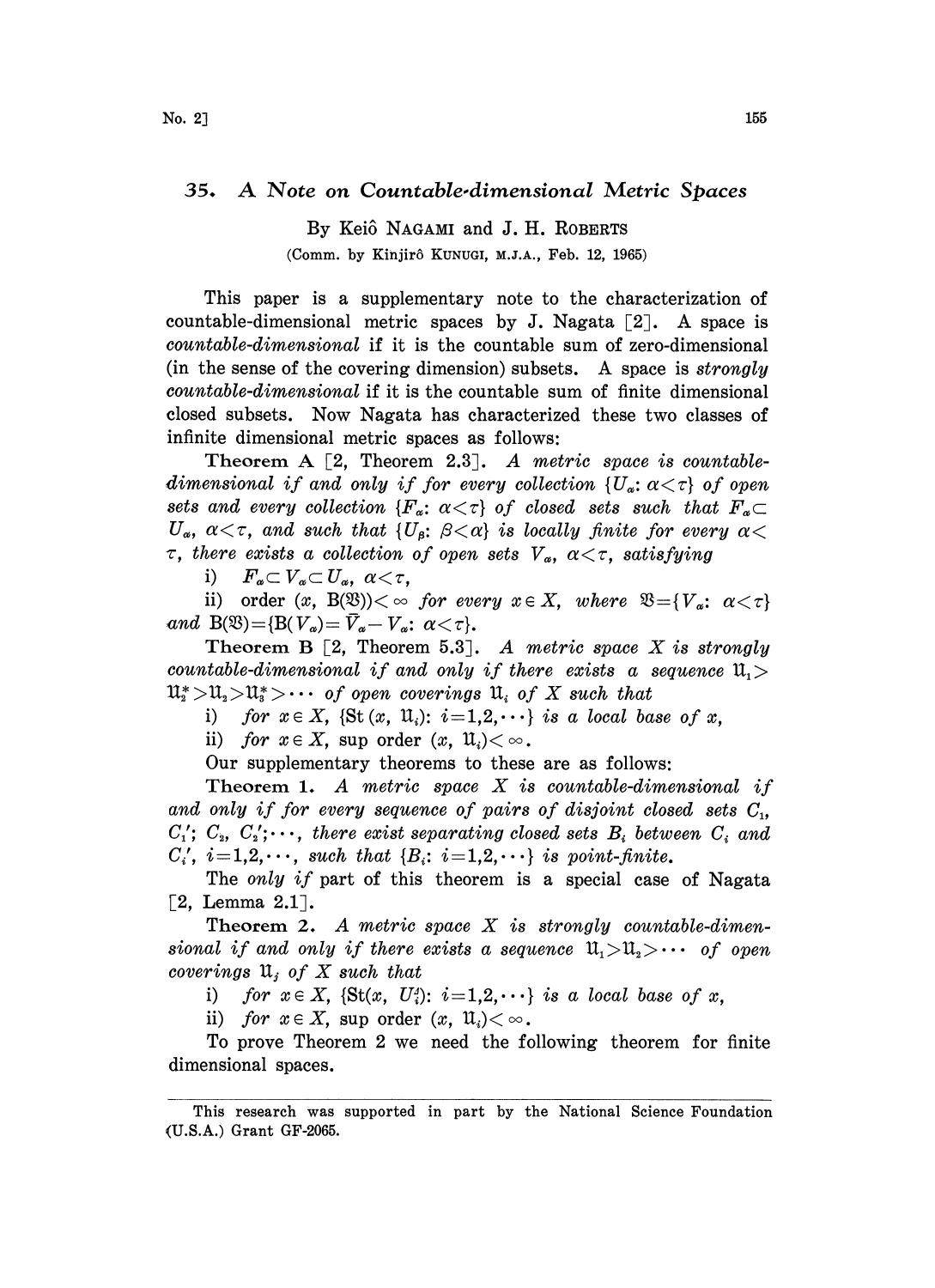# 35. A Note on Countable-dimensional Metric Spaces

By Keiô NAGAMI and J. H. ROBERTS

(Comm. by Kinjirô KUNUGI, M.J.A., Feb. 12, 1965)

This paper is a supplementary note to the characterization of countable-dimensional metric spaces by J. Nagata [2]. A space is *countable-dimensional* if it is the countable sum of zero-dimensional (in the sense of the covering dimension) subsets. A space is *strongly countable-dimensional* if it is the countable sum of finite dimensional closed subsets. Now Nagata has characterized these two classes of infinite dimensional metric spaces as follows:

**Theorem A** [2, Theorem 2.3]. *A metric space is countable-dimensional if and only if for every collection* $\{U_\alpha: \alpha<\tau\}$ *of open sets and every collection* $\{F_\alpha: \alpha<\tau\}$ *of closed sets such that* $F_\alpha \subset U_\alpha$, $\alpha<\tau$, *and such that* $\{U_\beta: \beta<\alpha\}$ *is locally finite for every* $\alpha<\tau$, *there exists a collection of open sets* $V_\alpha$, $\alpha<\tau$, *satisfying*

i) $F_\alpha \subset V_\alpha \subset U_\alpha$, $\alpha<\tau$,

ii) $\text{order}(x, \mathrm{B}(\mathfrak{V}))<\infty$ *for every* $x\in X$, *where* $\mathfrak{V}=\{V_\alpha: \alpha<\tau\}$ *and* $\mathrm{B}(\mathfrak{V})=\{\mathrm{B}(V_\alpha)=\bar{V}_\alpha - V_\alpha: \alpha<\tau\}$.

**Theorem B** [2, Theorem 5.3]. *A metric space* $X$ *is strongly countable-dimensional if and only if there exists a sequence* $\mathfrak{U}_1 > \mathfrak{U}_2^* > \mathfrak{U}_2 > \mathfrak{U}_3^* > \cdots$ *of open coverings* $\mathfrak{U}_i$ *of* $X$ *such that*

i) *for* $x\in X$, $\{\mathrm{St}(x, \mathfrak{U}_i): i=1,2,\cdots\}$ *is a local base of* $x$,

ii) *for* $x \in X$, $\sup \text{order}(x, \mathfrak{U}_i)<\infty$.

Our supplementary theorems to these are as follows:

**Theorem 1.** *A metric space* $X$ *is countable-dimensional if and only if for every sequence of pairs of disjoint closed sets* $C_1$, $C_1'$; $C_2$, $C_2'$;$\cdots$, *there exist separating closed sets* $B_i$ *between* $C_i$ *and* $C_i'$, $i=1,2,\cdots$, *such that* $\{B_i: i=1,2,\cdots\}$ *is point-finite.*

The *only if* part of this theorem is a special case of Nagata [2, Lemma 2.1].

**Theorem 2.** *A metric space* $X$ *is strongly countable-dimensional if and only if there exists a sequence* $\mathfrak{U}_1 > \mathfrak{U}_2 > \cdots$ *of open coverings* $\mathfrak{U}_j$ *of* $X$ *such that*

i) *for* $x\in X$, $\{\mathrm{St}(x, \mathfrak{U}_i^4): i=1,2,\cdots\}$ *is a local base of* $x$,

ii) *for* $x\in X$, $\sup \text{order}(x, \mathfrak{U}_i)<\infty$.

To prove Theorem 2 we need the following theorem for finite dimensional spaces.

This research was supported in part by the National Science Foundation (U.S.A.) Grant GF-2065.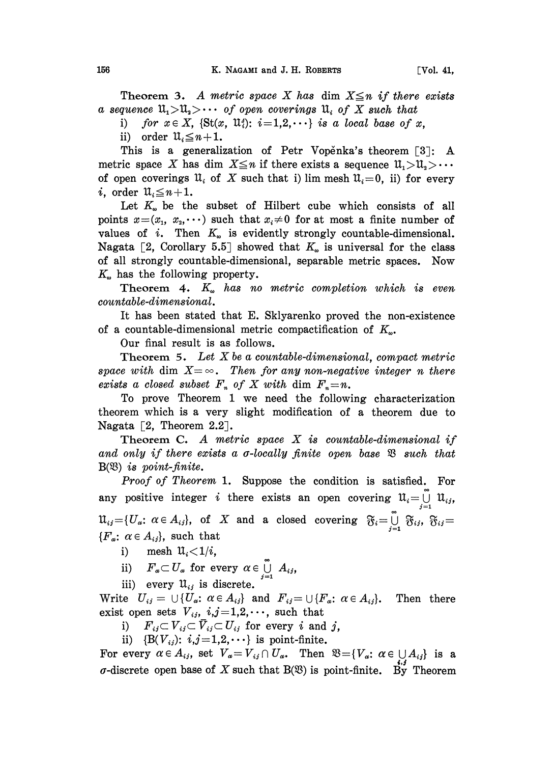**Theorem 3.** *A metric space $X$ has* dim $X \leqq n$ *if there exists a sequence $\mathfrak{U}_1 > \mathfrak{U}_2 > \cdots$ of open coverings $\mathfrak{U}_i$ of $X$ such that*

i) *for $x \in X$, $\{\mathrm{St}(x, \mathfrak{U}_i^4) : i = 1, 2, \cdots\}$ is a local base of $x$,*

ii) *order $\mathfrak{U}_i \leqq n+1$.*

This is a generalization of Petr Vopěnka's theorem [3]: A metric space $X$ has dim $X \leqq n$ if there exists a sequence $\mathfrak{U}_1 > \mathfrak{U}_2 > \cdots$ of open coverings $\mathfrak{U}_i$ of $X$ such that i) lim mesh $\mathfrak{U}_i = 0$, ii) for every $i$, order $\mathfrak{U}_i \leqq n+1$.

Let $K_\omega$ be the subset of Hilbert cube which consists of all points $x = (x_1, x_2, \cdots)$ such that $x_i \neq 0$ for at most a finite number of values of $i$. Then $K_\omega$ is evidently strongly countable-dimensional. Nagata [2, Corollary 5.5] showed that $K_\omega$ is universal for the class of all strongly countable-dimensional, separable metric spaces. Now $K_\omega$ has the following property.

**Theorem 4.** *$K_\omega$ has no metric completion which is even countable-dimensional.*

It has been stated that E. Sklyarenko proved the non-existence of a countable-dimensional metric compactification of $K_\omega$.

Our final result is as follows.

**Theorem 5.** *Let $X$ be a countable-dimensional, compact metric space with* dim $X = \infty$. *Then for any non-negative integer $n$ there exists a closed subset $F_n$ of $X$ with* dim $F_n = n$.

To prove Theorem 1 we need the following characterization theorem which is a very slight modification of a theorem due to Nagata [2, Theorem 2.2].

**Theorem C.** *A metric space $X$ is countable-dimensional if and only if there exists a $\sigma$-locally finite open base $\mathfrak{B}$ such that $\mathrm{B}(\mathfrak{B})$ is point-finite.*

*Proof of Theorem* 1. Suppose the condition is satisfied. For any positive integer $i$ there exists an open covering $\mathfrak{U}_i = \bigcup_{j=1}^{\infty} \mathfrak{U}_{ij}$, $\mathfrak{U}_{ij} = \{U_\alpha : \alpha \in A_{ij}\}$, of $X$ and a closed covering $\mathfrak{F}_i = \bigcup_{j=1}^{\infty} \mathfrak{F}_{ij}$, $\mathfrak{F}_{ij} = \{F_\alpha : \alpha \in A_{ij}\}$, such that

i) mesh $\mathfrak{U}_i < 1/i$,

ii) $F_\alpha \subset U_\alpha$ for every $\alpha \in \bigcup_{j=1}^{\infty} A_{ij}$,

iii) every $\mathfrak{U}_{ij}$ is discrete.

Write $U_{ij} = \cup\{U_\alpha : \alpha \in A_{ij}\}$ and $F_{ij} = \cup\{F_\alpha : \alpha \in A_{ij}\}$. Then there exist open sets $V_{ij}$, $i, j = 1, 2, \cdots$, such that

i) $F_{ij} \subset V_{ij} \subset \bar{V}_{ij} \subset U_{ij}$ for every $i$ and $j$,

ii) $\{\mathrm{B}(V_{ij}) : i, j = 1, 2, \cdots\}$ is point-finite.

For every $\alpha \in A_{ij}$, set $V_\alpha = V_{ij} \cap U_\alpha$. Then $\mathfrak{B} = \{V_\alpha : \alpha \in \bigcup_{i,j} A_{ij}\}$ is a $\sigma$-discrete open base of $X$ such that $\mathrm{B}(\mathfrak{B})$ is point-finite. By Theorem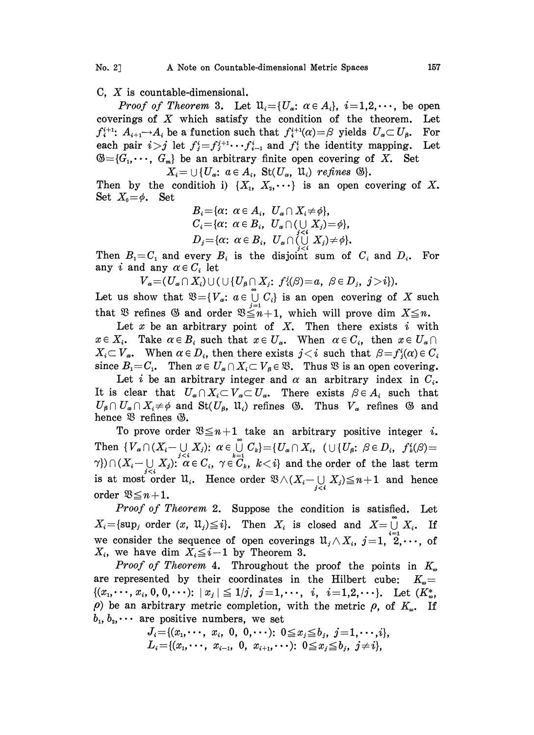C, $X$ is countable-dimensional.

*Proof of Theorem* 3. Let $\mathfrak{U}_i=\{U_\alpha:\ \alpha\in A_i\}$, $i=1,2,\cdots$, be open coverings of $X$ which satisfy the condition of the theorem. Let $f_i^{i+1}:\ A_{i+1}\to A_i$ be a function such that $f_i^{i+1}(\alpha)=\beta$ yields $U_\alpha\subset U_\beta$. For each pair $i>j$ let $f_j^i=f_j^{j+1}\cdots f_{i-1}^i$ and $f_i^i$ the identity mapping. Let $\mathfrak{G}=\{G_1,\cdots,G_m\}$ be an arbitrary finite open covering of $X$. Set

$$X_i=\cup\{U_\alpha:\ \alpha\in A_i,\ \mathrm{St}(U_\alpha,\ \mathfrak{U}_i)\ \textit{refines}\ \mathfrak{G}\}.$$

Then by the conditioh i) $\{X_1,\ X_2,\cdots\}$ is an open covering of $X$. Set $X_0=\phi$. Set

$$B_i=\{\alpha:\ \alpha\in A_i,\ U_\alpha\cap X_i\neq\phi\},$$
$$C_i=\{\alpha:\ \alpha\in B_i,\ U_\alpha\cap(\bigcup_{j<i}X_j)=\phi\},$$
$$D_i=\{\alpha:\ \alpha\in B_i,\ U_\alpha\cap(\bigcup_{j<i}X_j)\neq\phi\}.$$

Then $B_1=C_1$ and every $B_i$ is the disjoint sum of $C_i$ and $D_i$. For any $i$ and any $\alpha\in C_i$ let

$$V_\alpha=(U_\alpha\cap X_i)\cup(\cup\{U_\beta\cap X_j:\ f_i^j(\beta)=\alpha,\ \beta\in D_j,\ j>i\}).$$

Let us show that $\mathfrak{V}=\{V_\alpha:\ \alpha\in\bigcup_{j=1}^\infty C_i\}$ is an open covering of $X$ such that $\mathfrak{V}$ refines $\mathfrak{G}$ and order $\mathfrak{V}\leqq n+1$, which will prove dim $X\leqq n$.

Let $x$ be an arbitrary point of $X$. Then there exists $i$ with $x\in X_i$. Take $\alpha\in B_i$ such that $x\in U_\alpha$. When $\alpha\in C_i$, then $x\in U_\alpha\cap X_i\subset V_\alpha$. When $\alpha\in D_i$, then there exists $j<i$ such that $\beta=f_j^i(\alpha)\in C_i$ since $B_1=C_1$. Then $x\in U_\alpha\cap X_i\subset V_\beta\in\mathfrak{V}$. Thus $\mathfrak{V}$ is an open covering.

Let $i$ be an arbitrary integer and $\alpha$ an arbitrary index in $C_i$. It is clear that $U_\alpha\cap X_i\subset V_\alpha\subset U_\alpha$. There exists $\beta\in A_i$ such that $U_\beta\cap U_\alpha\cap X_i\neq\phi$ and $\mathrm{St}(U_\beta,\ \mathfrak{U}_i)$ refines $\mathfrak{G}$. Thus $V_\alpha$ refines $\mathfrak{G}$ and hence $\mathfrak{V}$ refines $\mathfrak{G}$.

To prove order $\mathfrak{V}\leqq n+1$ take an arbitrary positive integer $i$. Then $\{V_\alpha\cap(X_i-\bigcup_{j<i}X_j):\ \alpha\in\bigcup_{k=1}^\infty C_k\}=\{U_\alpha\cap X_i,\ (\cup\{U_\beta:\ \beta\in D_i,\ f_k^i(\beta)=\gamma\})\cap(X_i-\bigcup_{j<i}X_j):\ \alpha\in C_i,\ \gamma\in C_k,\ k<i\}$ and the order of the last term is at most order $\mathfrak{U}_i$. Hence order $\mathfrak{V}\wedge(X_i-\bigcup_{j<i}X_j)\leqq n+1$ and hence order $\mathfrak{V}\leqq n+1$.

*Proof of Theorem* 2. Suppose the condition is satisfied. Let $X_i=\{\sup_j \text{ order }(x,\ \mathfrak{U}_j)\leqq i\}$. Then $X_i$ is closed and $X=\bigcup_{i=1}^\infty X_i$. If we consider the sequence of open coverings $\mathfrak{U}_j\wedge X_i$, $j=1,\ 2,\cdots$, of $X_i$, we have dim $X_i\leqq i-1$ by Theorem 3.

*Proof of Theorem* 4. Throughout the proof the points in $K_\omega$ are represented by their coordinates in the Hilbert cube: $K_\omega=\{(x_1,\cdots,x_i,0,0,\cdots):\ |x_j|\leqq 1/j,\ j=1,\cdots,\ i,\ i=1,2,\cdots\}$. Let $(K_\omega^*,\ \rho)$ be an arbitrary metric completion, with the metric $\rho$, of $K_\omega$. If $b_1,b_2,\cdots$ are positive numbers, we set

$$J_i=\{(x_1,\cdots,\ x_i,\ 0,\ 0,\cdots):\ 0\leqq x_j\leqq b_j,\ j=1,\cdots,i\},$$
$$L_i=\{(x_1,\cdots,\ x_{i-1},\ 0,\ x_{i+1},\cdots):\ 0\leqq x_j\leqq b_j,\ j\neq i\},$$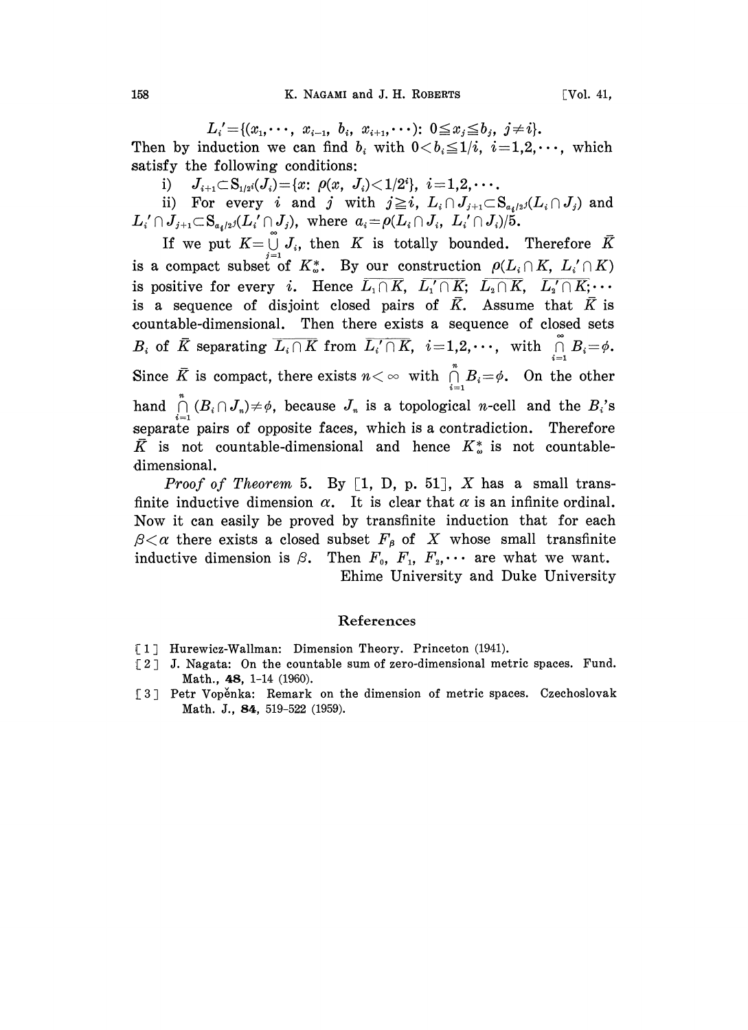$$L_i' = \{(x_1, \cdots, x_{i-1}, b_i, x_{i+1}, \cdots): 0 \leqq x_j \leqq b_j, j \neq i\}.$$

Then by induction we can find $b_i$ with $0 < b_i \leqq 1/i$, $i = 1, 2, \cdots$, which satisfy the following conditions:

i) $J_{i+1} \subset S_{1/2^i}(J_i) = \{x: \rho(x, J_i) < 1/2^i\}$, $i = 1, 2, \cdots$.

ii) For every $i$ and $j$ with $j \geqq i$, $L_i \cap J_{j+1} \subset S_{a_i/2^j}(L_i \cap J_j)$ and $L_i' \cap J_{j+1} \subset S_{a_i/2^j}(L_i' \cap J_j)$, where $a_i = \rho(L_i \cap J_i, L_i' \cap J_i)/5$.

If we put $K = \bigcup_{j=1}^{\infty} J_i$, then $K$ is totally bounded. Therefore $\bar{K}$ is a compact subset of $K_\omega^*$. By our construction $\rho(L_i \cap K, L_i' \cap K)$ is positive for every $i$. Hence $\overline{L_1 \cap K}$, $\overline{L_1' \cap K}$; $\overline{L_2 \cap K}$, $\overline{L_2' \cap K}$; $\cdots$ is a sequence of disjoint closed pairs of $\bar{K}$. Assume that $\bar{K}$ is countable-dimensional. Then there exists a sequence of closed sets $B_i$ of $\bar{K}$ separating $\overline{L_i \cap K}$ from $\overline{L_i' \cap K}$, $i = 1, 2, \cdots$, with $\bigcap_{i=1}^{\infty} B_i = \phi$. Since $\bar{K}$ is compact, there exists $n < \infty$ with $\bigcap_{i=1}^{n} B_i = \phi$. On the other hand $\bigcap_{i=1}^{n} (B_i \cap J_n) \neq \phi$, because $J_n$ is a topological $n$-cell and the $B_i$'s separate pairs of opposite faces, which is a contradiction. Therefore $\bar{K}$ is not countable-dimensional and hence $K_\omega^*$ is not countable-dimensional.

*Proof of Theorem* 5. By [1, D, p. 51], $X$ has a small transfinite inductive dimension $\alpha$. It is clear that $\alpha$ is an infinite ordinal. Now it can easily be proved by transfinite induction that for each $\beta < \alpha$ there exists a closed subset $F_\beta$ of $X$ whose small transfinite inductive dimension is $\beta$. Then $F_0, F_1, F_2, \cdots$ are what we want.

Ehime University and Duke University

## References

[1] Hurewicz-Wallman: Dimension Theory. Princeton (1941).

[2] J. Nagata: On the countable sum of zero-dimensional metric spaces. Fund. Math., **48**, 1-14 (1960).

[3] Petr Vopěnka: Remark on the dimension of metric spaces. Czechoslovak Math. J., **84**, 519-522 (1959).